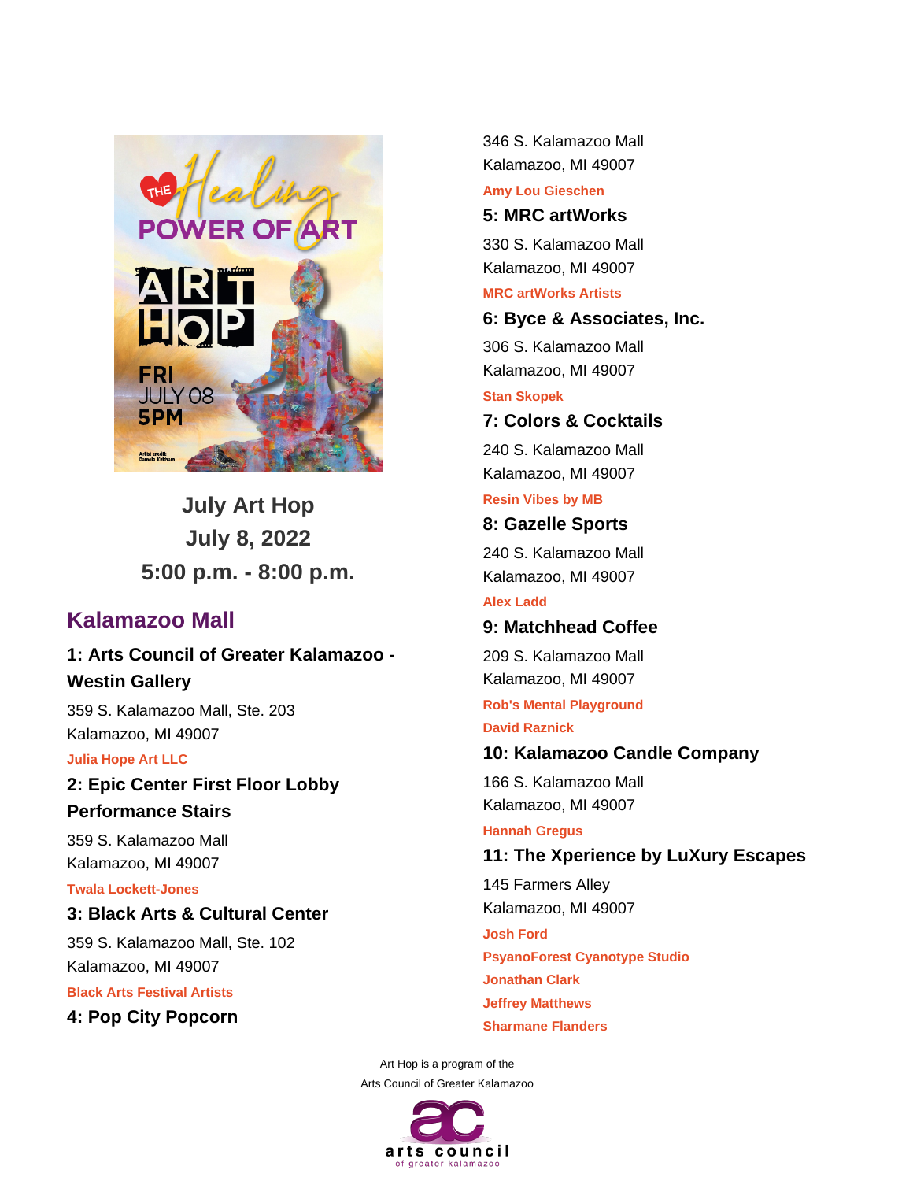## July Art Hop
## July 8, 2022
## 5:00 p.m. - 8:00 p.m.

## Kalamazoo Mall

### 1: Arts Council of Greater Kalamazoo - Westin Gallery

359 S. Kalamazoo Mall, Ste. 203
Kalamazoo, MI 49007

**Julia Hope Art LLC**

### 2: Epic Center First Floor Lobby Performance Stairs

359 S. Kalamazoo Mall
Kalamazoo, MI 49007

**Twala Lockett-Jones**

### 3: Black Arts & Cultural Center

359 S. Kalamazoo Mall, Ste. 102
Kalamazoo, MI 49007

**Black Arts Festival Artists**

### 4: Pop City Popcorn

346 S. Kalamazoo Mall
Kalamazoo, MI 49007

**Amy Lou Gieschen**

### 5: MRC artWorks

330 S. Kalamazoo Mall
Kalamazoo, MI 49007

**MRC artWorks Artists**

### 6: Byce & Associates, Inc.

306 S. Kalamazoo Mall
Kalamazoo, MI 49007

**Stan Skopek**

### 7: Colors & Cocktails

240 S. Kalamazoo Mall
Kalamazoo, MI 49007

**Resin Vibes by MB**

### 8: Gazelle Sports

240 S. Kalamazoo Mall
Kalamazoo, MI 49007

**Alex Ladd**

### 9: Matchhead Coffee

209 S. Kalamazoo Mall
Kalamazoo, MI 49007

**Rob's Mental Playground**
**David Raznick**

### 10: Kalamazoo Candle Company

166 S. Kalamazoo Mall
Kalamazoo, MI 49007

**Hannah Gregus**

### 11: The Xperience by LuXury Escapes

145 Farmers Alley
Kalamazoo, MI 49007

**Josh Ford**
**PsyanoForest Cyanotype Studio**
**Jonathan Clark**
**Jeffrey Matthews**
**Sharmane Flanders**

Art Hop is a program of the
Arts Council of Greater Kalamazoo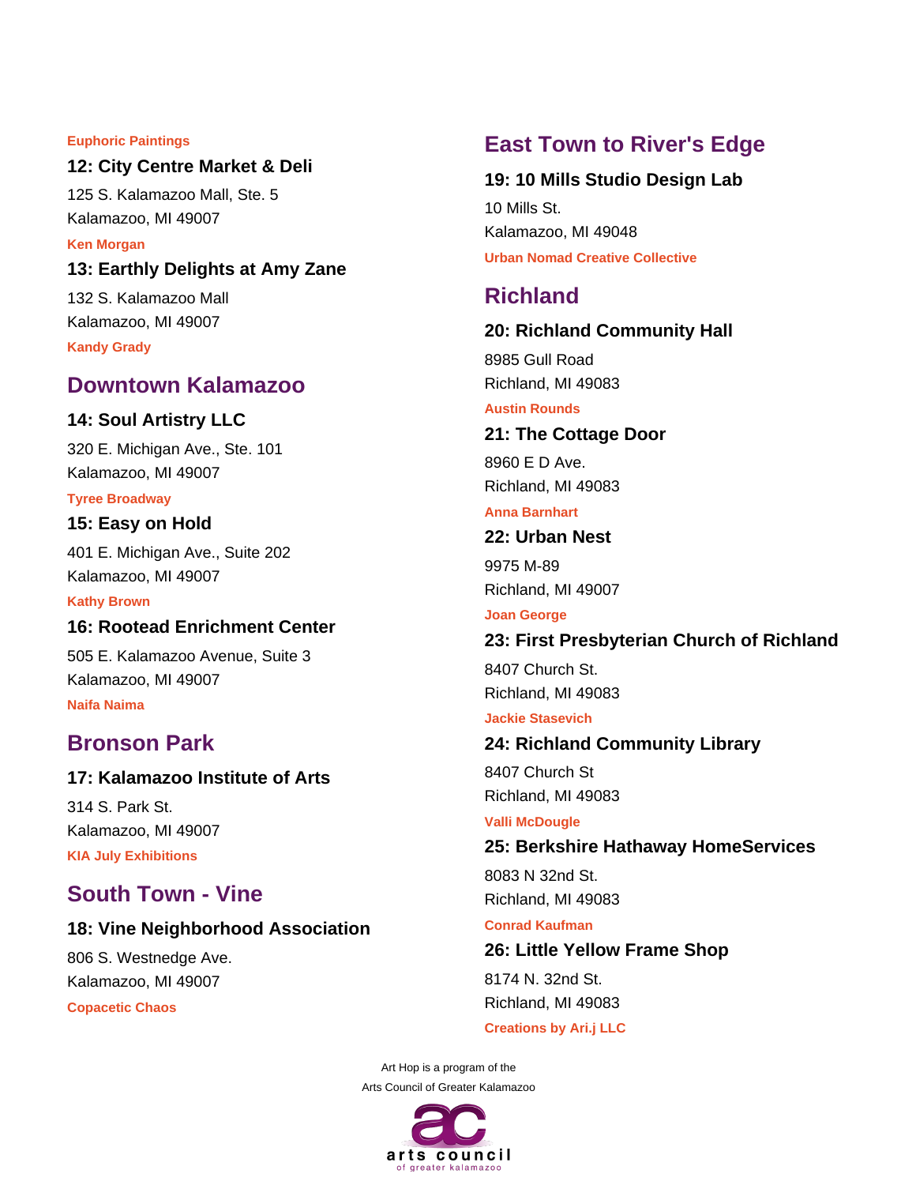**Euphoric Paintings**

### 12: City Centre Market & Deli

125 S. Kalamazoo Mall, Ste. 5
Kalamazoo, MI 49007

**Ken Morgan**

### 13: Earthly Delights at Amy Zane

132 S. Kalamazoo Mall
Kalamazoo, MI 49007

**Kandy Grady**

## Downtown Kalamazoo

### 14: Soul Artistry LLC

320 E. Michigan Ave., Ste. 101
Kalamazoo, MI 49007

**Tyree Broadway**

### 15: Easy on Hold

401 E. Michigan Ave., Suite 202
Kalamazoo, MI 49007

**Kathy Brown**

### 16: Rootead Enrichment Center

505 E. Kalamazoo Avenue, Suite 3
Kalamazoo, MI 49007

**Naifa Naima**

## Bronson Park

### 17: Kalamazoo Institute of Arts

314 S. Park St.
Kalamazoo, MI 49007

**KIA July Exhibitions**

## South Town - Vine

### 18: Vine Neighborhood Association

806 S. Westnedge Ave.
Kalamazoo, MI 49007

**Copacetic Chaos**

## East Town to River's Edge

### 19: 10 Mills Studio Design Lab

10 Mills St.
Kalamazoo, MI 49048

**Urban Nomad Creative Collective**

## Richland

### 20: Richland Community Hall

8985 Gull Road
Richland, MI 49083

**Austin Rounds**

### 21: The Cottage Door

8960 E D Ave.
Richland, MI 49083

**Anna Barnhart**

### 22: Urban Nest

9975 M-89
Richland, MI 49007

**Joan George**

### 23: First Presbyterian Church of Richland

8407 Church St.
Richland, MI 49083

**Jackie Stasevich**

### 24: Richland Community Library

8407 Church St
Richland, MI 49083

**Valli McDougle**

### 25: Berkshire Hathaway HomeServices

8083 N 32nd St.
Richland, MI 49083

**Conrad Kaufman**

### 26: Little Yellow Frame Shop

8174 N. 32nd St.
Richland, MI 49083

**Creations by Ari.j LLC**

Art Hop is a program of the
Arts Council of Greater Kalamazoo

arts council
of greater kalamazoo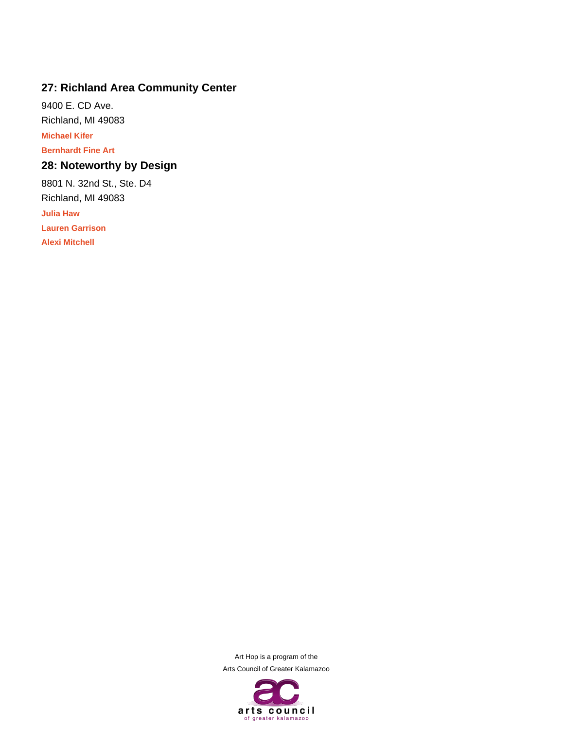### 27: Richland Area Community Center

9400 E. CD Ave.

Richland, MI 49083

**Michael Kifer**

**Bernhardt Fine Art**

### 28: Noteworthy by Design

8801 N. 32nd St., Ste. D4

Richland, MI 49083

**Julia Haw**

**Lauren Garrison**

**Alexi Mitchell**

Art Hop is a program of the

Arts Council of Greater Kalamazoo

arts council

of greater kalamazoo